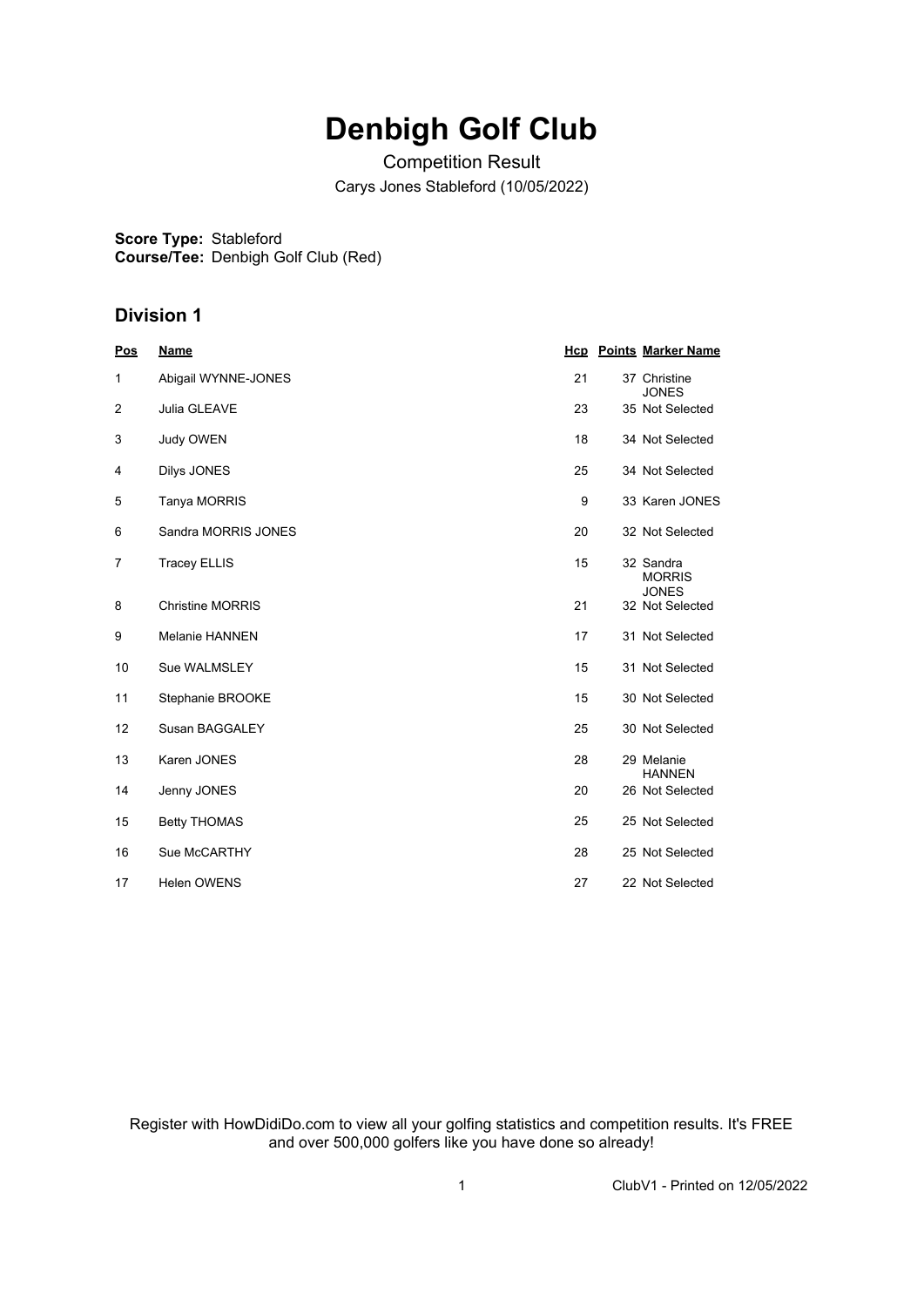# Denbigh Golf Club

Competition Result

Carys Jones Stableford (10/05/2022)

**Score Type:** Stableford
**Course/Tee:** Denbigh Golf Club (Red)

## Division 1

| Pos | Name | Hcp | Points | Marker Name |
|---|---|---|---|---|
| 1 | Abigail WYNNE-JONES | 21 | 37 | Christine JONES |
| 2 | Julia GLEAVE | 23 | 35 | Not Selected |
| 3 | Judy OWEN | 18 | 34 | Not Selected |
| 4 | Dilys JONES | 25 | 34 | Not Selected |
| 5 | Tanya MORRIS | 9 | 33 | Karen JONES |
| 6 | Sandra MORRIS JONES | 20 | 32 | Not Selected |
| 7 | Tracey ELLIS | 15 | 32 | Sandra MORRIS JONES |
| 8 | Christine MORRIS | 21 | 32 | Not Selected |
| 9 | Melanie HANNEN | 17 | 31 | Not Selected |
| 10 | Sue WALMSLEY | 15 | 31 | Not Selected |
| 11 | Stephanie BROOKE | 15 | 30 | Not Selected |
| 12 | Susan BAGGALEY | 25 | 30 | Not Selected |
| 13 | Karen JONES | 28 | 29 | Melanie HANNEN |
| 14 | Jenny JONES | 20 | 26 | Not Selected |
| 15 | Betty THOMAS | 25 | 25 | Not Selected |
| 16 | Sue McCARTHY | 28 | 25 | Not Selected |
| 17 | Helen OWENS | 27 | 22 | Not Selected |

Register with HowDidiDo.com to view all your golfing statistics and competition results. It's FREE and over 500,000 golfers like you have done so already!

ClubV1 - Printed on 12/05/2022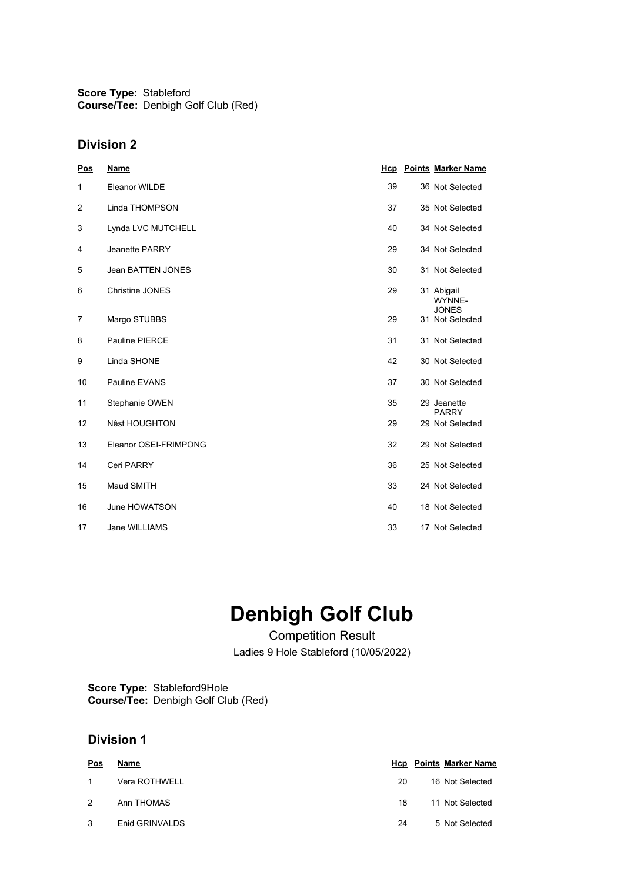**Score Type:** Stableford
**Course/Tee:** Denbigh Golf Club (Red)

### Division 2

| Pos | Name | Hcp | Points | Marker Name |
|---|---|---|---|---|
| 1 | Eleanor WILDE | 39 | 36 | Not Selected |
| 2 | Linda THOMPSON | 37 | 35 | Not Selected |
| 3 | Lynda LVC MUTCHELL | 40 | 34 | Not Selected |
| 4 | Jeanette PARRY | 29 | 34 | Not Selected |
| 5 | Jean BATTEN JONES | 30 | 31 | Not Selected |
| 6 | Christine JONES | 29 | 31 | Abigail WYNNE-JONES |
| 7 | Margo STUBBS | 29 | 31 | Not Selected |
| 8 | Pauline PIERCE | 31 | 31 | Not Selected |
| 9 | Linda SHONE | 42 | 30 | Not Selected |
| 10 | Pauline EVANS | 37 | 30 | Not Selected |
| 11 | Stephanie OWEN | 35 | 29 | Jeanette PARRY |
| 12 | Nêst HOUGHTON | 29 | 29 | Not Selected |
| 13 | Eleanor OSEI-FRIMPONG | 32 | 29 | Not Selected |
| 14 | Ceri PARRY | 36 | 25 | Not Selected |
| 15 | Maud SMITH | 33 | 24 | Not Selected |
| 16 | June HOWATSON | 40 | 18 | Not Selected |
| 17 | Jane WILLIAMS | 33 | 17 | Not Selected |

# Denbigh Golf Club

Competition Result

Ladies 9 Hole Stableford (10/05/2022)

**Score Type:** Stableford9Hole
**Course/Tee:** Denbigh Golf Club (Red)

### Division 1

| Pos | Name | Hcp | Points | Marker Name |
|---|---|---|---|---|
| 1 | Vera ROTHWELL | 20 | 16 | Not Selected |
| 2 | Ann THOMAS | 18 | 11 | Not Selected |
| 3 | Enid GRINVALDS | 24 | 5 | Not Selected |